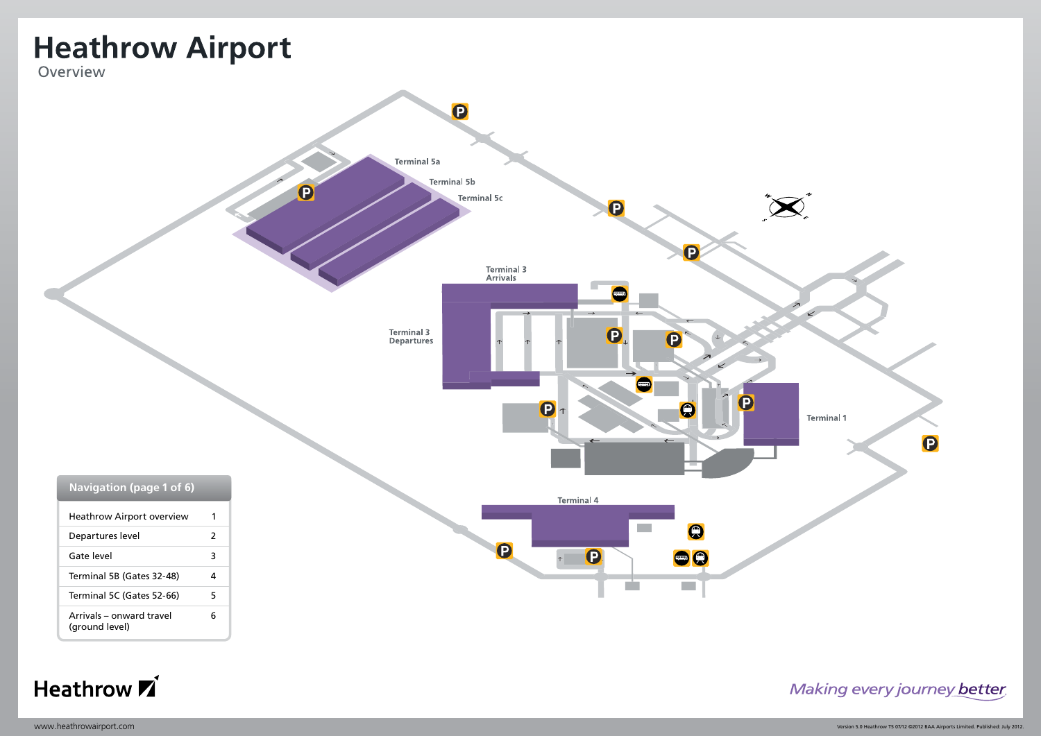# Heathrow Airport

## Overview

Terminal 5a

Terminal 5b

Terminal 5c

Terminal 3 Arrivals

Terminal 3 Departures

Terminal 1

Terminal 4

| Navigation (page 1 of 6) | |
|---|---|
| Heathrow Airport overview | 1 |
| Departures level | 2 |
| Gate level | 3 |
| Terminal 5B (Gates 32-48) | 4 |
| Terminal 5C (Gates 52-66) | 5 |
| Arrivals – onward travel (ground level) | 6 |

Heathrow

*Making every journey better*

www.heathrowairport.com

Version 5.0 Heathrow T5 07/12 ©2012 BAA Airports Limited. Published: July 2012.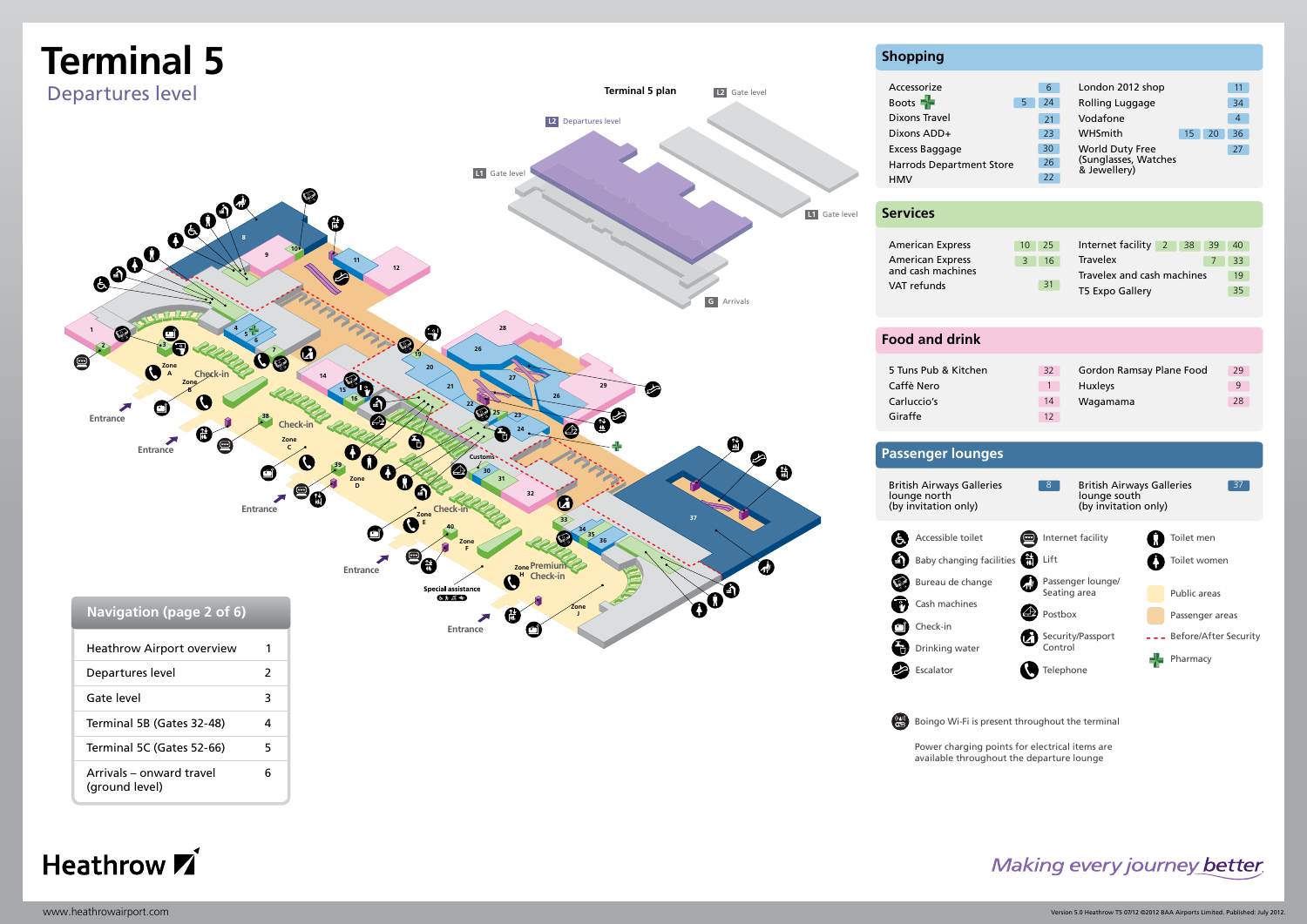# Terminal 5

## Departures level

Terminal 5 plan

- L2 Gate level
- L2 Departures level
- L1 Gate level
- L1 Gate level
- G Arrivals

## Shopping

| Shop | Location |
|---|---|
| Accessorize | 6 |
| Boots | 5, 24 |
| Dixons Travel | 21 |
| Dixons ADD+ | 23 |
| Excess Baggage | 30 |
| Harrods Department Store | 26 |
| HMV | 22 |
| London 2012 shop | 11 |
| Rolling Luggage | 34 |
| Vodafone | 4 |
| WHSmith | 15, 20, 36 |
| World Duty Free (Sunglasses, Watches & Jewellery) | 27 |

## Services

| Service | Location |
|---|---|
| American Express | 10, 25 |
| American Express and cash machines | 3, 16 |
| VAT refunds | 31 |
| Internet facility | 2, 38, 39, 40 |
| Travelex | 7, 33 |
| Travelex and cash machines | 19 |
| T5 Expo Gallery | 35 |

## Food and drink

| Restaurant | Location |
|---|---|
| 5 Tuns Pub & Kitchen | 32 |
| Caffè Nero | 1 |
| Carluccio's | 14 |
| Giraffe | 12 |
| Gordon Ramsay Plane Food | 29 |
| Huxleys | 9 |
| Wagamama | 28 |

## Passenger lounges

| Lounge | Location |
|---|---|
| British Airways Galleries lounge north (by invitation only) | 8 |
| British Airways Galleries lounge south (by invitation only) | 37 |

### Key

- Accessible toilet
- Baby changing facilities
- Bureau de change
- Cash machines
- Check-in
- Drinking water
- Escalator
- Internet facility
- Lift
- Passenger lounge/ Seating area
- Postbox
- Security/Passport Control
- Telephone
- Toilet men
- Toilet women
- Public areas
- Passenger areas
- Before/After Security
- Pharmacy

Boingo Wi-Fi is present throughout the terminal

Power charging points for electrical items are available throughout the departure lounge

## Navigation (page 2 of 6)

| | |
|---|---|
| Heathrow Airport overview | 1 |
| Departures level | 2 |
| Gate level | 3 |
| Terminal 5B (Gates 32-48) | 4 |
| Terminal 5C (Gates 52-66) | 5 |
| Arrivals – onward travel (ground level) | 6 |

Heathrow

*Making every journey better*

www.heathrowairport.com

Version 5.0 Heathrow T5 07/12 ©2012 BAA Airports Limited. Published: July 2012.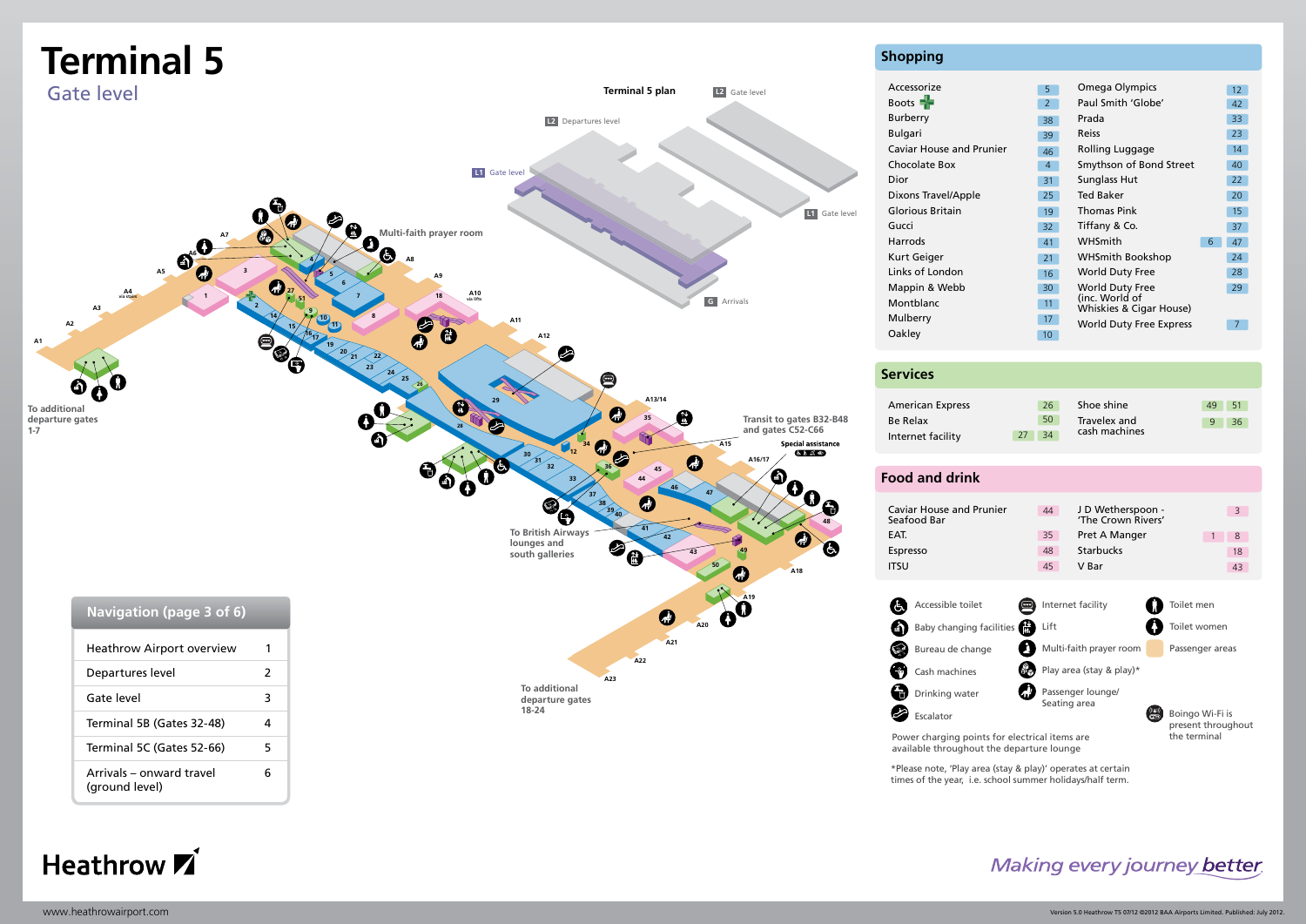# Terminal 5

## Gate level

Terminal 5 plan

L2 Gate level

L2 Departures level

L1 Gate level

L1 Gate level

G Arrivals

Multi-faith prayer room

To additional departure gates 1-7

Transit to gates B32-B48 and gates C52-C66

Special assistance

To British Airways lounges and south galleries

To additional departure gates 18-24

## Shopping

| Shop | No. | Shop | No. |
|---|---|---|---|
| Accessorize | 5 | Omega Olympics | 12 |
| Boots | 2 | Paul Smith 'Globe' | 42 |
| Burberry | 38 | Prada | 33 |
| Bulgari | 39 | Reiss | 23 |
| Caviar House and Prunier | 46 | Rolling Luggage | 14 |
| Chocolate Box | 4 | Smythson of Bond Street | 40 |
| Dior | 31 | Sunglass Hut | 22 |
| Dixons Travel/Apple | 25 | Ted Baker | 20 |
| Glorious Britain | 19 | Thomas Pink | 15 |
| Gucci | 32 | Tiffany & Co. | 37 |
| Harrods | 41 | WHSmith | 6, 47 |
| Kurt Geiger | 21 | WHSmith Bookshop | 24 |
| Links of London | 16 | World Duty Free | 28 |
| Mappin & Webb | 30 | World Duty Free (inc. World of Whiskies & Cigar House) | 29 |
| Montblanc | 11 | World Duty Free Express | 7 |
| Mulberry | 17 | | |
| Oakley | 10 | | |

## Services

| Service | No. | Service | No. |
|---|---|---|---|
| American Express | 26 | Shoe shine | 49, 51 |
| Be Relax | 50 | Travelex and cash machines | 9, 36 |
| Internet facility | 27, 34 | | |

## Food and drink

| Outlet | No. | Outlet | No. |
|---|---|---|---|
| Caviar House and Prunier Seafood Bar | 44 | J D Wetherspoon - 'The Crown Rivers' | 3 |
| EAT. | 35 | Pret A Manger | 1, 8 |
| Espresso | 48 | Starbucks | 18 |
| ITSU | 45 | V Bar | 43 |

- Accessible toilet
- Baby changing facilities
- Bureau de change
- Cash machines
- Drinking water
- Escalator
- Internet facility
- Lift
- Multi-faith prayer room
- Play area (stay & play)*
- Passenger lounge/Seating area
- Toilet men
- Toilet women
- Passenger areas
- Boingo Wi-Fi is present throughout the terminal

Power charging points for electrical items are available throughout the departure lounge

*Please note, 'Play area (stay & play)' operates at certain times of the year, i.e. school summer holidays/half term.

## Navigation (page 3 of 6)

| | |
|---|---|
| Heathrow Airport overview | 1 |
| Departures level | 2 |
| Gate level | 3 |
| Terminal 5B (Gates 32-48) | 4 |
| Terminal 5C (Gates 52-66) | 5 |
| Arrivals – onward travel (ground level) | 6 |

Heathrow

*Making every journey better*

www.heathrowairport.com

Version 5.0 Heathrow T5 07/12 ©2012 BAA Airports Limited. Published: July 2012.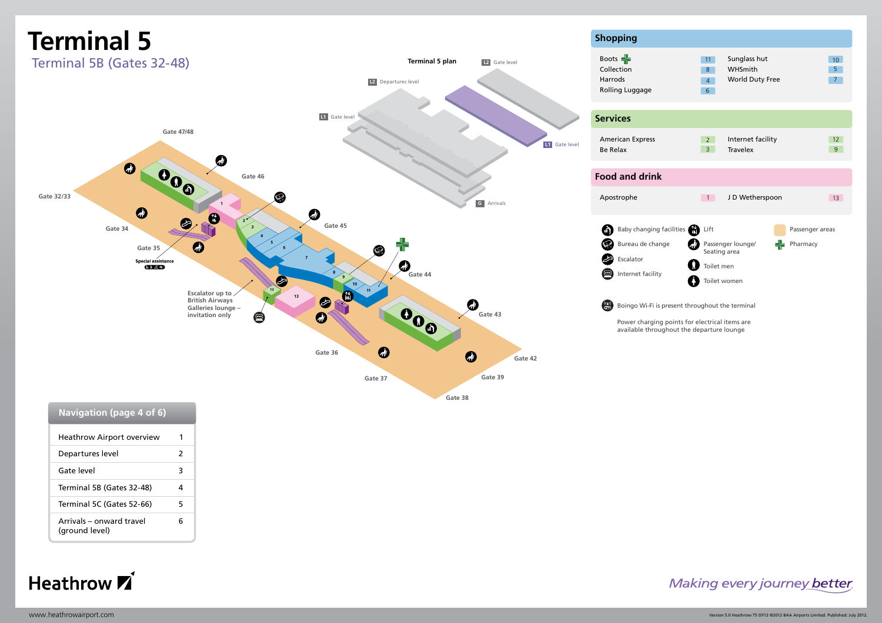# Terminal 5

## Terminal 5B (Gates 32-48)

**Terminal 5 plan**

L2 Gate level

L2 Departures level

L1 Gate level

L1 Gate level

G Arrivals

Gate 47/48

Gate 46

Gate 32/33

Gate 34

Gate 35

**Special assistance**

Gate 45

Gate 44

Gate 43

Gate 42

Gate 39

Gate 38

Gate 37

Gate 36

Escalator up to British Airways Galleries lounge – invitation only

## Shopping

| | | | |
|---|---|---|---|
| Boots | 11 | Sunglass hut | 10 |
| Collection | 8 | WHSmith | 5 |
| Harrods | 4 | World Duty Free | 7 |
| Rolling Luggage | 6 | | |

## Services

| | | | |
|---|---|---|---|
| American Express | 2 | Internet facility | 12 |
| Be Relax | 3 | Travelex | 9 |

## Food and drink

| | | | |
|---|---|---|---|
| Apostrophe | 1 | J D Wetherspoon | 13 |

- Baby changing facilities
- Bureau de change
- Escalator
- Internet facility
- Lift
- Passenger lounge/ Seating area
- Toilet men
- Toilet women
- Passenger areas
- Pharmacy

Boingo Wi-Fi is present throughout the terminal

Power charging points for electrical items are available throughout the departure lounge

## Navigation (page 4 of 6)

| | |
|---|---|
| Heathrow Airport overview | 1 |
| Departures level | 2 |
| Gate level | 3 |
| Terminal 5B (Gates 32-48) | 4 |
| Terminal 5C (Gates 52-66) | 5 |
| Arrivals – onward travel (ground level) | 6 |

Heathrow

*Making every journey better*

www.heathrowairport.com

Version 5.0 Heathrow T5 07/12 ©2012 BAA Airports Limited. Published: July 2012.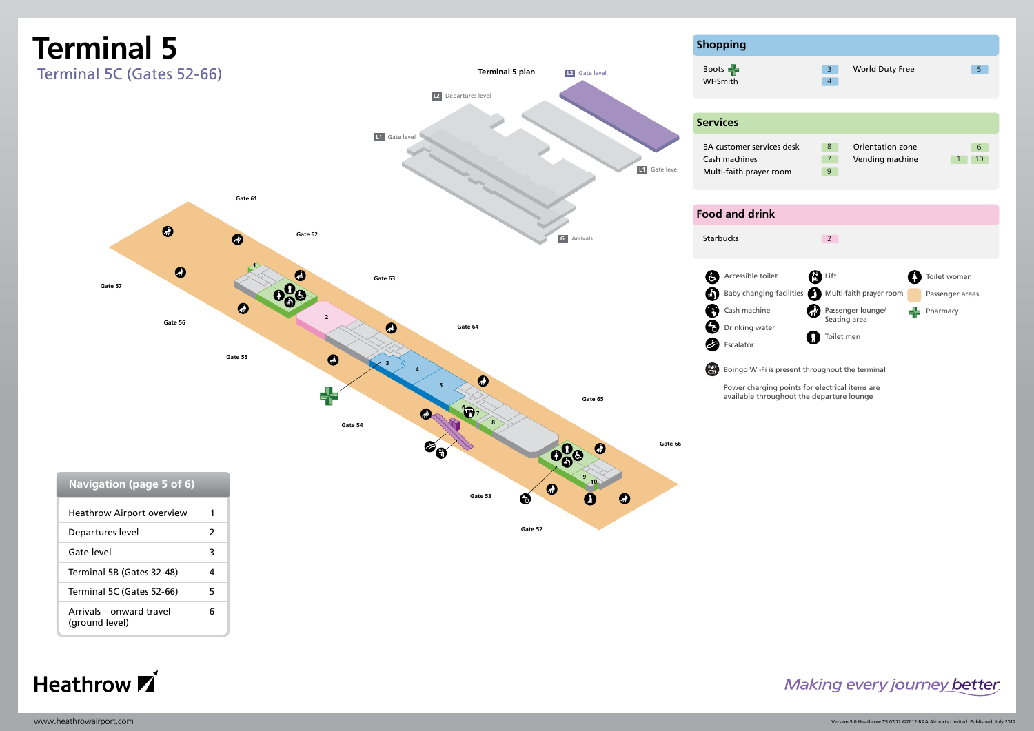# Terminal 5

## Terminal 5C (Gates 52-66)

Terminal 5 plan

L2 Gate level

L2 Departures level

L1 Gate level

L1 Gate level

G Arrivals

Gate 61, Gate 62, Gate 63, Gate 64, Gate 65, Gate 66, Gate 57, Gate 56, Gate 55, Gate 54, Gate 53, Gate 52

## Shopping

| | | | |
|---|---|---|---|
| Boots | 3 | World Duty Free | 5 |
| WHSmith | 4 | | |

## Services

| | | | |
|---|---|---|---|
| BA customer services desk | 8 | Orientation zone | 6 |
| Cash machines | 7 | Vending machine | 1, 10 |
| Multi-faith prayer room | 9 | | |

## Food and drink

| | |
|---|---|
| Starbucks | 2 |

- Accessible toilet
- Baby changing facilities
- Cash machine
- Drinking water
- Escalator
- Lift
- Multi-faith prayer room
- Passenger lounge/ Seating area
- Toilet men
- Toilet women
- Passenger areas
- Pharmacy

Boingo Wi-Fi is present throughout the terminal

Power charging points for electrical items are available throughout the departure lounge

## Navigation (page 5 of 6)

| | |
|---|---|
| Heathrow Airport overview | 1 |
| Departures level | 2 |
| Gate level | 3 |
| Terminal 5B (Gates 32-48) | 4 |
| Terminal 5C (Gates 52-66) | 5 |
| Arrivals – onward travel (ground level) | 6 |

Heathrow

*Making every journey better*

www.heathrowairport.com

Version 5.0 Heathrow T5 07/12 ©2012 BAA Airports Limited. Published: July 2012.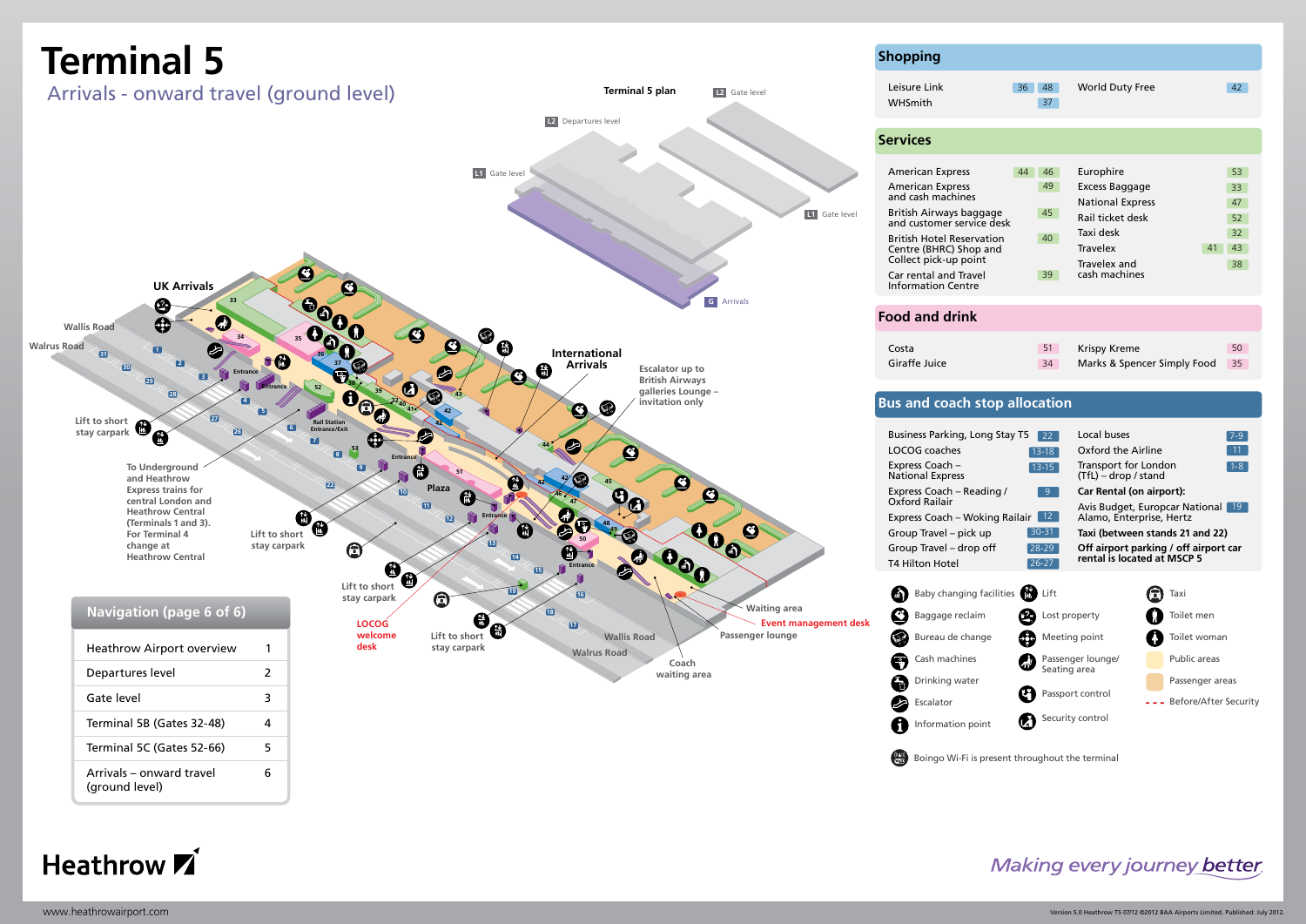# Terminal 5

## Arrivals - onward travel (ground level)

Terminal 5 plan

L2 Gate level

L2 Departures level

L1 Gate level

L1 Gate level

G Arrivals

UK Arrivals

Wallis Road

Walrus Road

Lift to short stay carpark

To Underground and Heathrow Express trains for central London and Heathrow Central (Terminals 1 and 3). For Terminal 4 change at Heathrow Central

Lift to short stay carpark

Rail Station Entrance/Exit

Entrance

Plaza

International Arrivals

Escalator up to British Airways galleries Lounge – invitation only

Lift to short stay carpark

LOCOG welcome desk

Lift to short stay carpark

Wallis Road

Walrus Road

Coach waiting area

Passenger lounge

Event management desk

Waiting area

## Navigation (page 6 of 6)

| | |
|---|---|
| Heathrow Airport overview | 1 |
| Departures level | 2 |
| Gate level | 3 |
| Terminal 5B (Gates 32-48) | 4 |
| Terminal 5C (Gates 52-66) | 5 |
| Arrivals – onward travel (ground level) | 6 |

## Shopping

| | |
|---|---|
| Leisure Link | 36, 48 |
| WHSmith | 37 |
| World Duty Free | 42 |

## Services

| | |
|---|---|
| American Express | 44, 46 |
| American Express and cash machines | 49 |
| British Airways baggage and customer service desk | 45 |
| British Hotel Reservation Centre (BHRC) Shop and Collect pick-up point | 40 |
| Car rental and Travel Information Centre | 39 |
| Europhire | 53 |
| Excess Baggage | 33 |
| National Express | 47 |
| Rail ticket desk | 52 |
| Taxi desk | 32 |
| Travelex | 41, 43 |
| Travelex and cash machines | 38 |

## Food and drink

| | |
|---|---|
| Costa | 51 |
| Giraffe Juice | 34 |
| Krispy Kreme | 50 |
| Marks & Spencer Simply Food | 35 |

## Bus and coach stop allocation

| | |
|---|---|
| Business Parking, Long Stay T5 | 22 |
| LOCOG coaches | 13-18 |
| Express Coach – National Express | 13-15 |
| Express Coach – Reading / Oxford Railair | 9 |
| Express Coach – Woking Railair | 12 |
| Group Travel – pick up | 30-31 |
| Group Travel – drop off | 28-29 |
| T4 Hilton Hotel | 26-27 |
| Local buses | 7-9 |
| Oxford the Airline | 11 |
| Transport for London (TfL) – drop / stand | 1-8 |
| **Car Rental (on airport):** Avis Budget, Europcar National Alamo, Enterprise, Hertz | 19 |
| **Taxi (between stands 21 and 22)** | |
| **Off airport parking / off airport car rental is located at MSCP 5** | |

Baby changing facilities

Baggage reclaim

Bureau de change

Cash machines

Drinking water

Escalator

Information point

Lift

Lost property

Meeting point

Passenger lounge/ Seating area

Passport control

Security control

Taxi

Toilet men

Toilet woman

Public areas

Passenger areas

Before/After Security

Boingo Wi-Fi is present throughout the terminal

Heathrow

*Making every journey better*

www.heathrowairport.com

Version 5.0 Heathrow T5 07/12 ©2012 BAA Airports Limited. Published: July 2012.